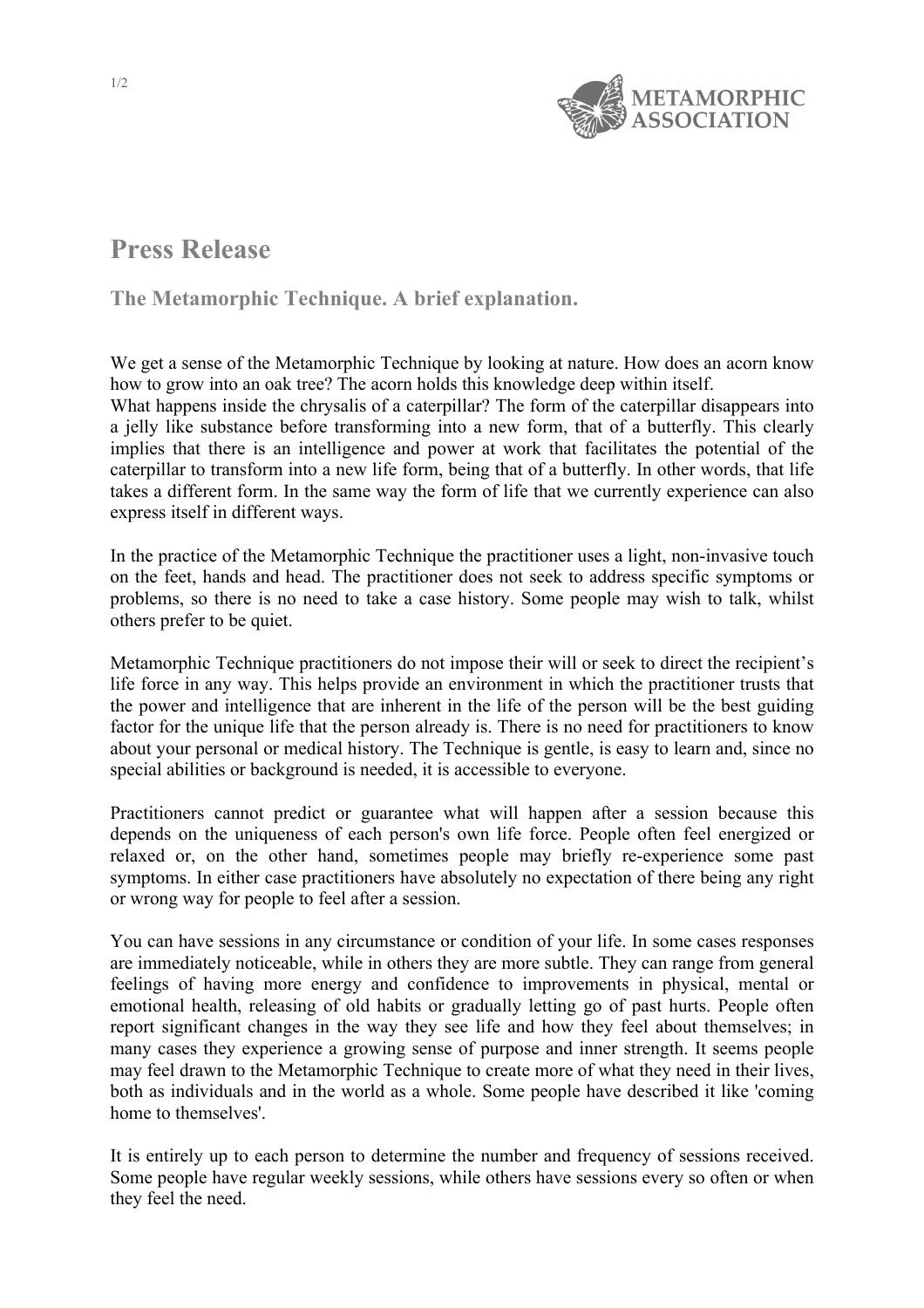# Press Release

## The Metamorphic Technique. A brief explanation.

We get a sense of the Metamorphic Technique by looking at nature. How does an acorn know how to grow into an oak tree? The acorn holds this knowledge deep within itself.
What happens inside the chrysalis of a caterpillar? The form of the caterpillar disappears into a jelly like substance before transforming into a new form, that of a butterfly. This clearly implies that there is an intelligence and power at work that facilitates the potential of the caterpillar to transform into a new life form, being that of a butterfly. In other words, that life takes a different form. In the same way the form of life that we currently experience can also express itself in different ways.

In the practice of the Metamorphic Technique the practitioner uses a light, non-invasive touch on the feet, hands and head. The practitioner does not seek to address specific symptoms or problems, so there is no need to take a case history. Some people may wish to talk, whilst others prefer to be quiet.

Metamorphic Technique practitioners do not impose their will or seek to direct the recipient's life force in any way. This helps provide an environment in which the practitioner trusts that the power and intelligence that are inherent in the life of the person will be the best guiding factor for the unique life that the person already is. There is no need for practitioners to know about your personal or medical history. The Technique is gentle, is easy to learn and, since no special abilities or background is needed, it is accessible to everyone.

Practitioners cannot predict or guarantee what will happen after a session because this depends on the uniqueness of each person's own life force. People often feel energized or relaxed or, on the other hand, sometimes people may briefly re-experience some past symptoms. In either case practitioners have absolutely no expectation of there being any right or wrong way for people to feel after a session.

You can have sessions in any circumstance or condition of your life. In some cases responses are immediately noticeable, while in others they are more subtle. They can range from general feelings of having more energy and confidence to improvements in physical, mental or emotional health, releasing of old habits or gradually letting go of past hurts. People often report significant changes in the way they see life and how they feel about themselves; in many cases they experience a growing sense of purpose and inner strength. It seems people may feel drawn to the Metamorphic Technique to create more of what they need in their lives, both as individuals and in the world as a whole. Some people have described it like 'coming home to themselves'.

It is entirely up to each person to determine the number and frequency of sessions received. Some people have regular weekly sessions, while others have sessions every so often or when they feel the need.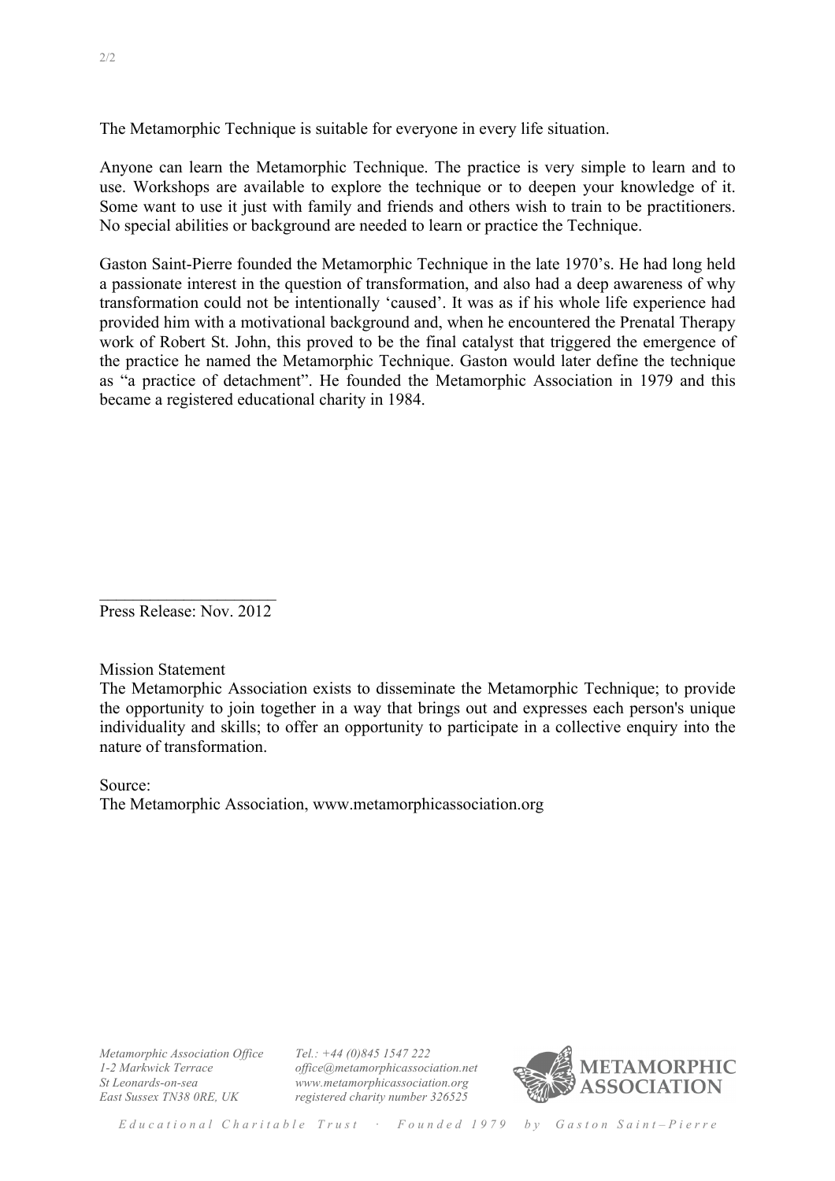The Metamorphic Technique is suitable for everyone in every life situation.

Anyone can learn the Metamorphic Technique. The practice is very simple to learn and to use. Workshops are available to explore the technique or to deepen your knowledge of it. Some want to use it just with family and friends and others wish to train to be practitioners. No special abilities or background are needed to learn or practice the Technique.

Gaston Saint-Pierre founded the Metamorphic Technique in the late 1970's. He had long held a passionate interest in the question of transformation, and also had a deep awareness of why transformation could not be intentionally 'caused'. It was as if his whole life experience had provided him with a motivational background and, when he encountered the Prenatal Therapy work of Robert St. John, this proved to be the final catalyst that triggered the emergence of the practice he named the Metamorphic Technique. Gaston would later define the technique as "a practice of detachment". He founded the Metamorphic Association in 1979 and this became a registered educational charity in 1984.

---

Press Release: Nov. 2012

Mission Statement
The Metamorphic Association exists to disseminate the Metamorphic Technique; to provide the opportunity to join together in a way that brings out and expresses each person's unique individuality and skills; to offer an opportunity to participate in a collective enquiry into the nature of transformation.

Source:
The Metamorphic Association, www.metamorphicassociation.org

*Metamorphic Association Office*
*1-2 Markwick Terrace*
*St Leonards-on-sea*
*East Sussex TN38 0RE, UK*

*Tel.: +44 (0)845 1547 222*
*office@metamorphicassociation.net*
*www.metamorphicassociation.org*
*registered charity number 326525*

METAMORPHIC ASSOCIATION

*Educational Charitable Trust · Founded 1979 by Gaston Saint–Pierre*